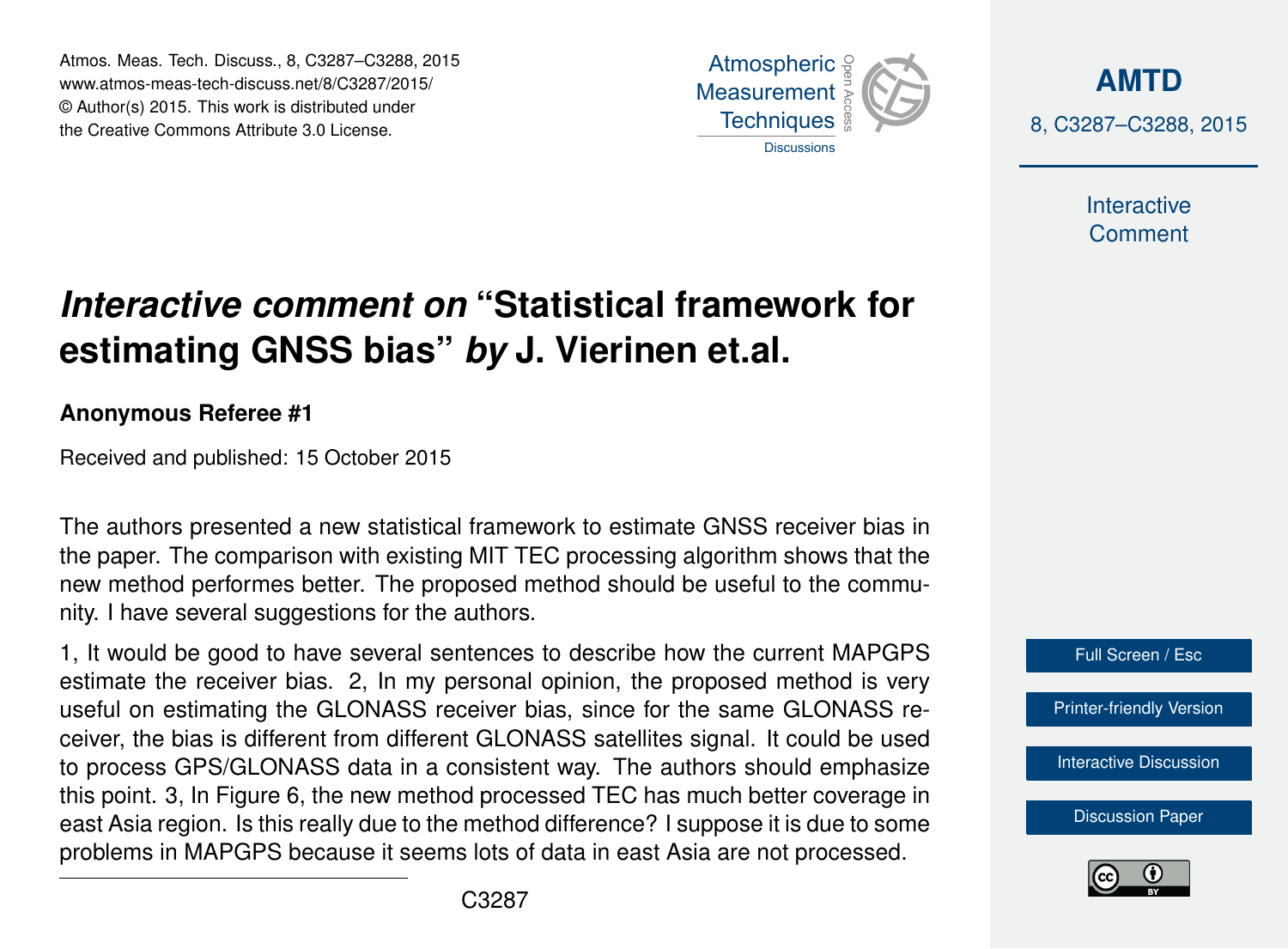# *Interactive comment on* "Statistical framework for estimating GNSS bias" *by* J. Vierinen et.al.

**Anonymous Referee #1**

Received and published: 15 October 2015

The authors presented a new statistical framework to estimate GNSS receiver bias in the paper. The comparison with existing MIT TEC processing algorithm shows that the new method performes better. The proposed method should be useful to the community. I have several suggestions for the authors.

1, It would be good to have several sentences to describe how the current MAPGPS estimate the receiver bias. 2, In my personal opinion, the proposed method is very useful on estimating the GLONASS receiver bias, since for the same GLONASS receiver, the bias is different from different GLONASS satellites signal. It could be used to process GPS/GLONASS data in a consistent way. The authors should emphasize this point. 3, In Figure 6, the new method processed TEC has much better coverage in east Asia region. Is this really due to the method difference? I suppose it is due to some problems in MAPGPS because it seems lots of data in east Asia are not processed.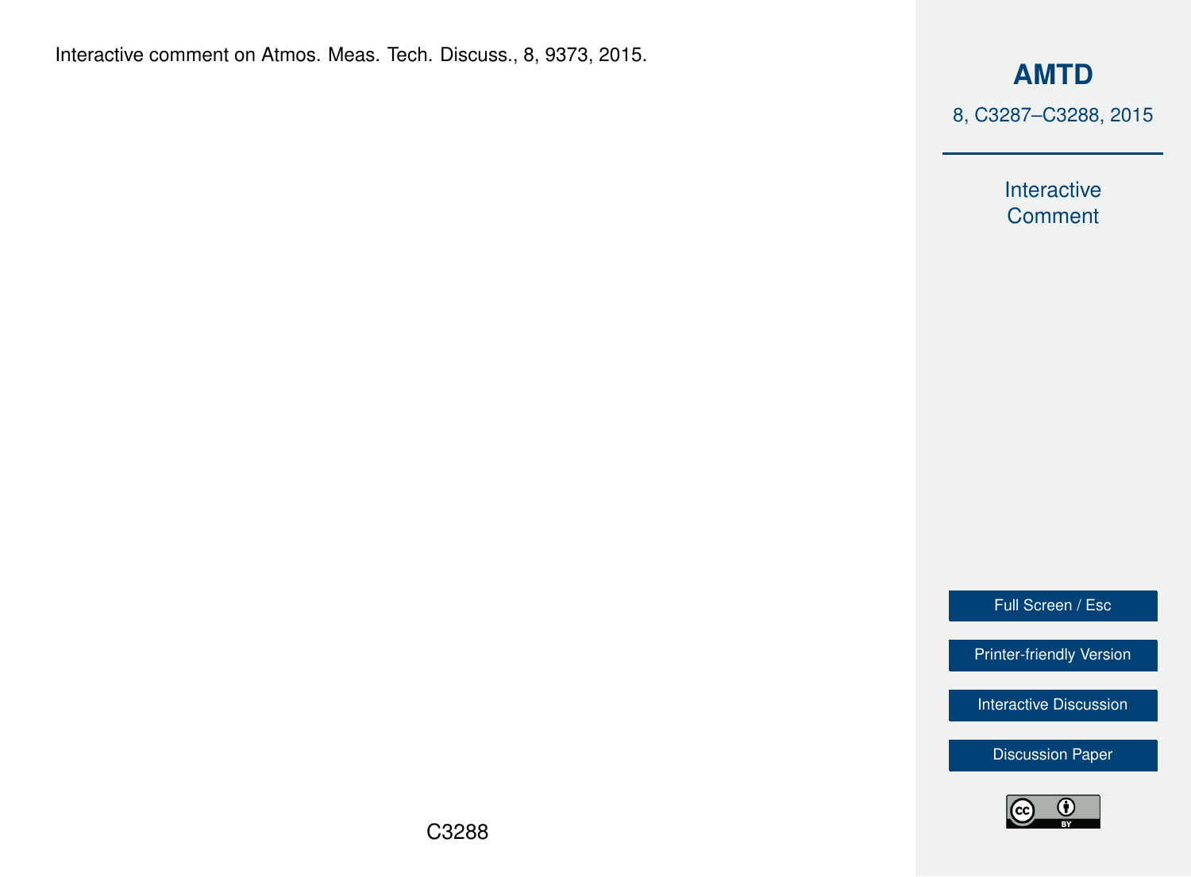Interactive comment on Atmos. Meas. Tech. Discuss., 8, 9373, 2015.